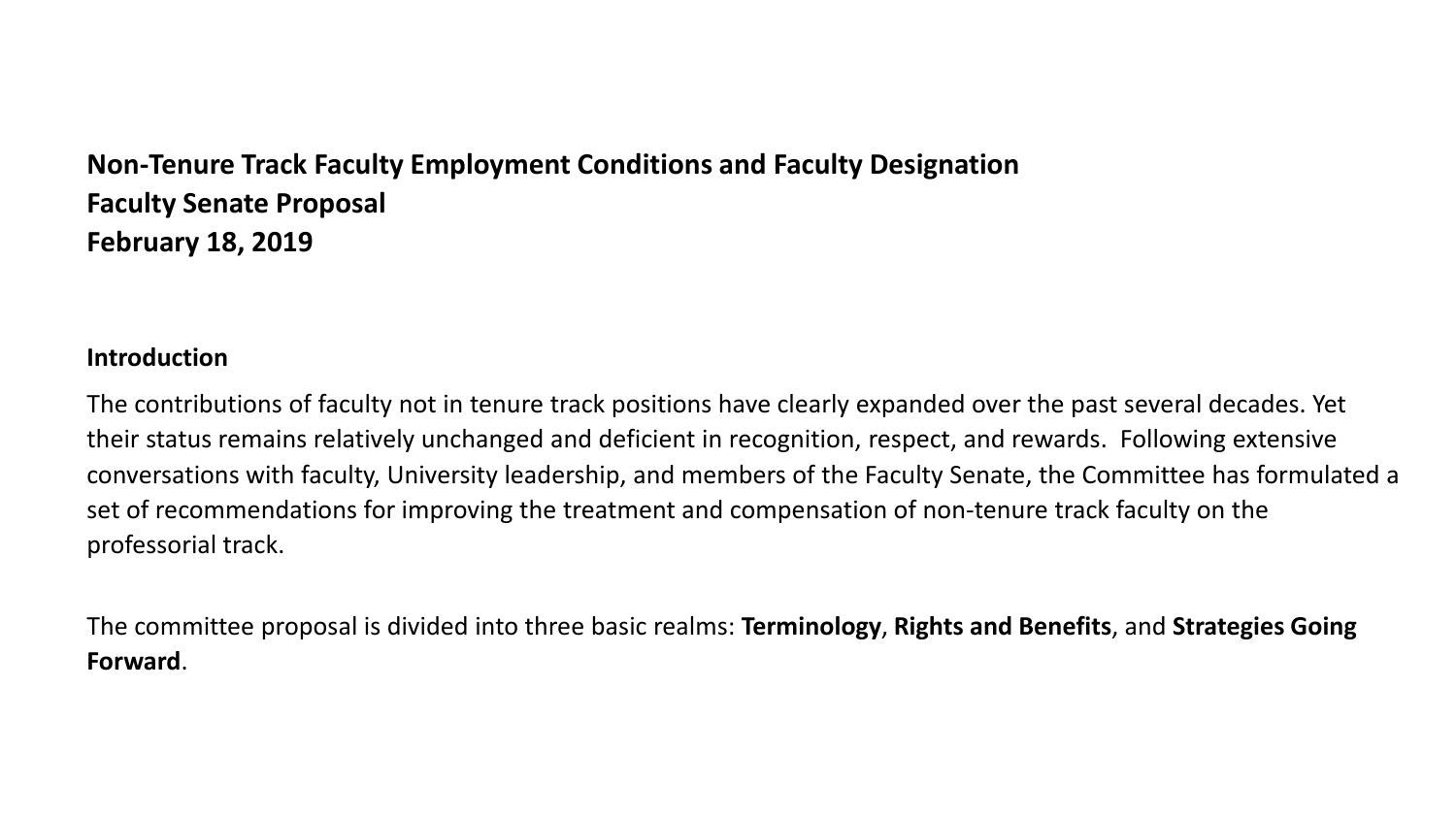**Non-Tenure Track Faculty Employment Conditions and Faculty Designation**
**Faculty Senate Proposal**
**February 18, 2019**

**Introduction**

The contributions of faculty not in tenure track positions have clearly expanded over the past several decades. Yet their status remains relatively unchanged and deficient in recognition, respect, and rewards. Following extensive conversations with faculty, University leadership, and members of the Faculty Senate, the Committee has formulated a set of recommendations for improving the treatment and compensation of non-tenure track faculty on the professorial track.

The committee proposal is divided into three basic realms: **Terminology**, **Rights and Benefits**, and **Strategies Going Forward**.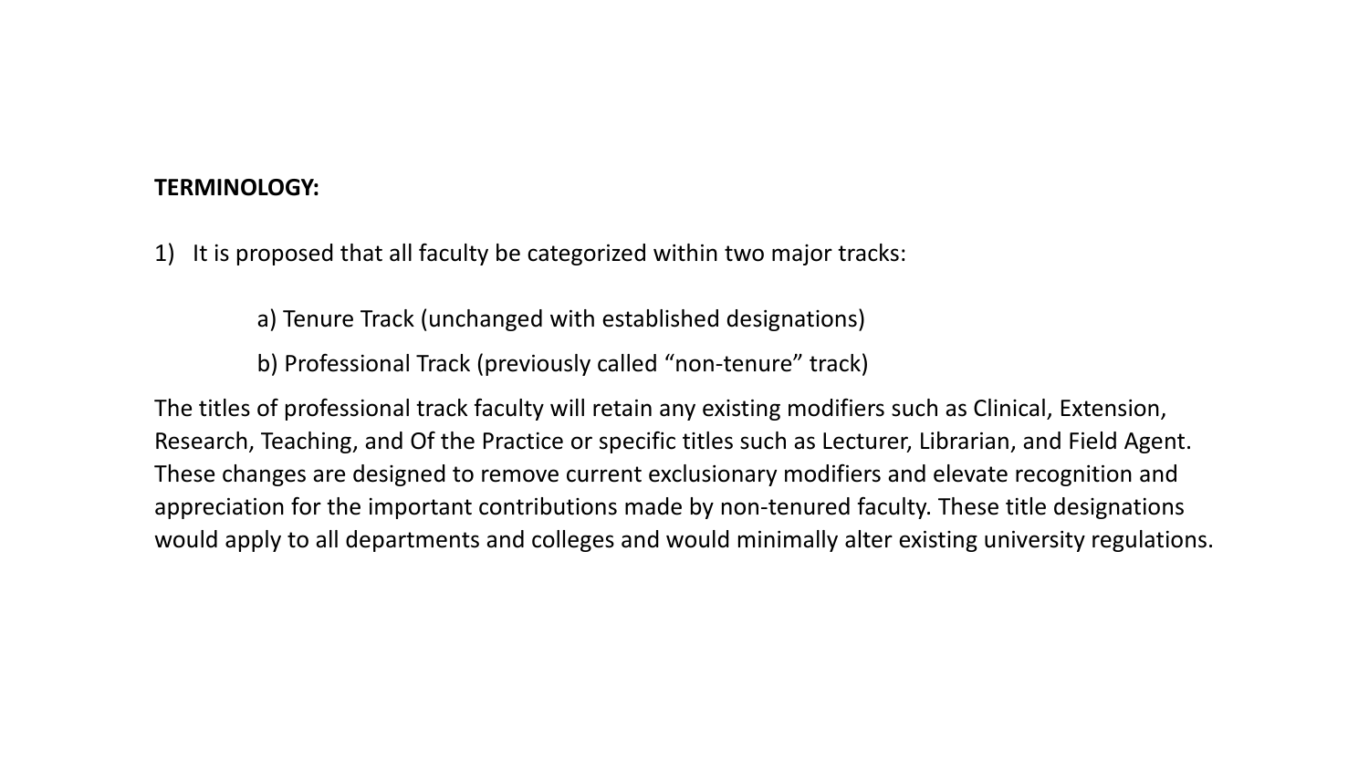**TERMINOLOGY:**

1) It is proposed that all faculty be categorized within two major tracks:

   a) Tenure Track (unchanged with established designations)

   b) Professional Track (previously called "non-tenure" track)

The titles of professional track faculty will retain any existing modifiers such as Clinical, Extension, Research, Teaching, and Of the Practice or specific titles such as Lecturer, Librarian, and Field Agent. These changes are designed to remove current exclusionary modifiers and elevate recognition and appreciation for the important contributions made by non-tenured faculty. These title designations would apply to all departments and colleges and would minimally alter existing university regulations.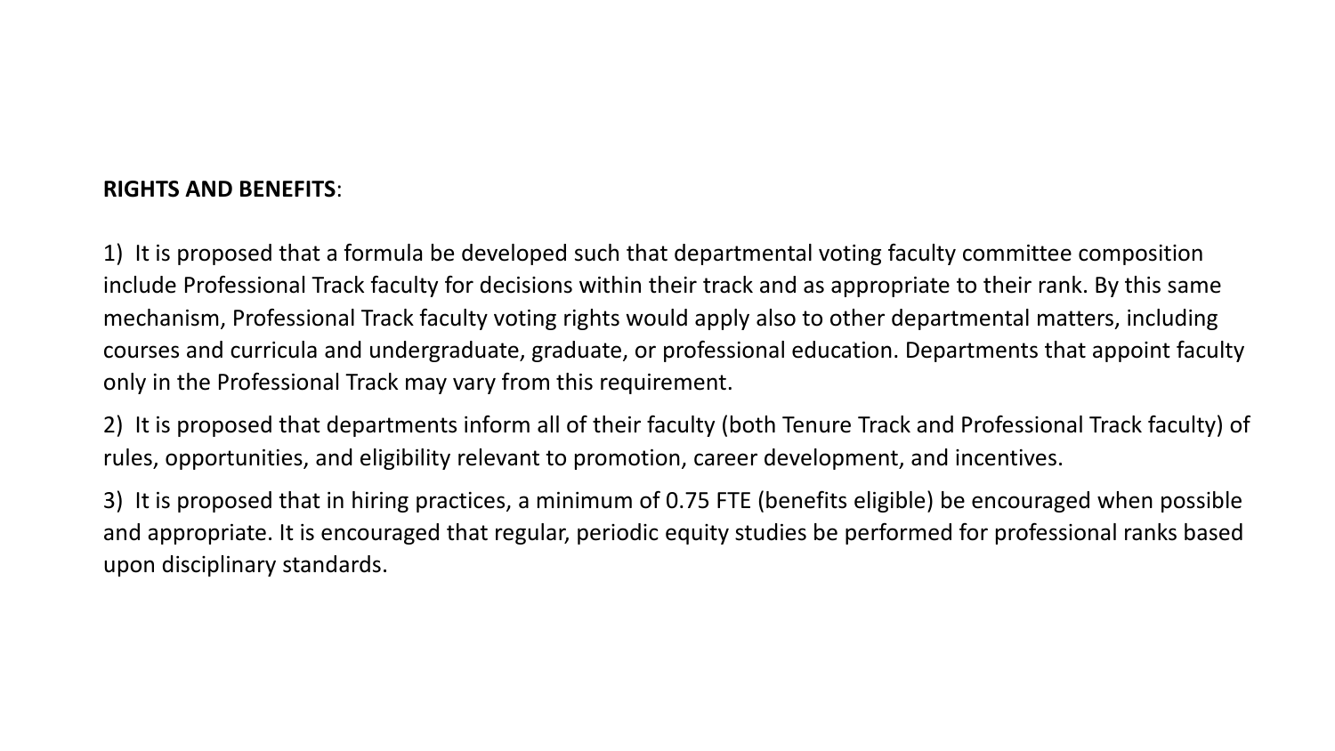**RIGHTS AND BENEFITS**:

1) It is proposed that a formula be developed such that departmental voting faculty committee composition include Professional Track faculty for decisions within their track and as appropriate to their rank. By this same mechanism, Professional Track faculty voting rights would apply also to other departmental matters, including courses and curricula and undergraduate, graduate, or professional education. Departments that appoint faculty only in the Professional Track may vary from this requirement.

2) It is proposed that departments inform all of their faculty (both Tenure Track and Professional Track faculty) of rules, opportunities, and eligibility relevant to promotion, career development, and incentives.

3) It is proposed that in hiring practices, a minimum of 0.75 FTE (benefits eligible) be encouraged when possible and appropriate. It is encouraged that regular, periodic equity studies be performed for professional ranks based upon disciplinary standards.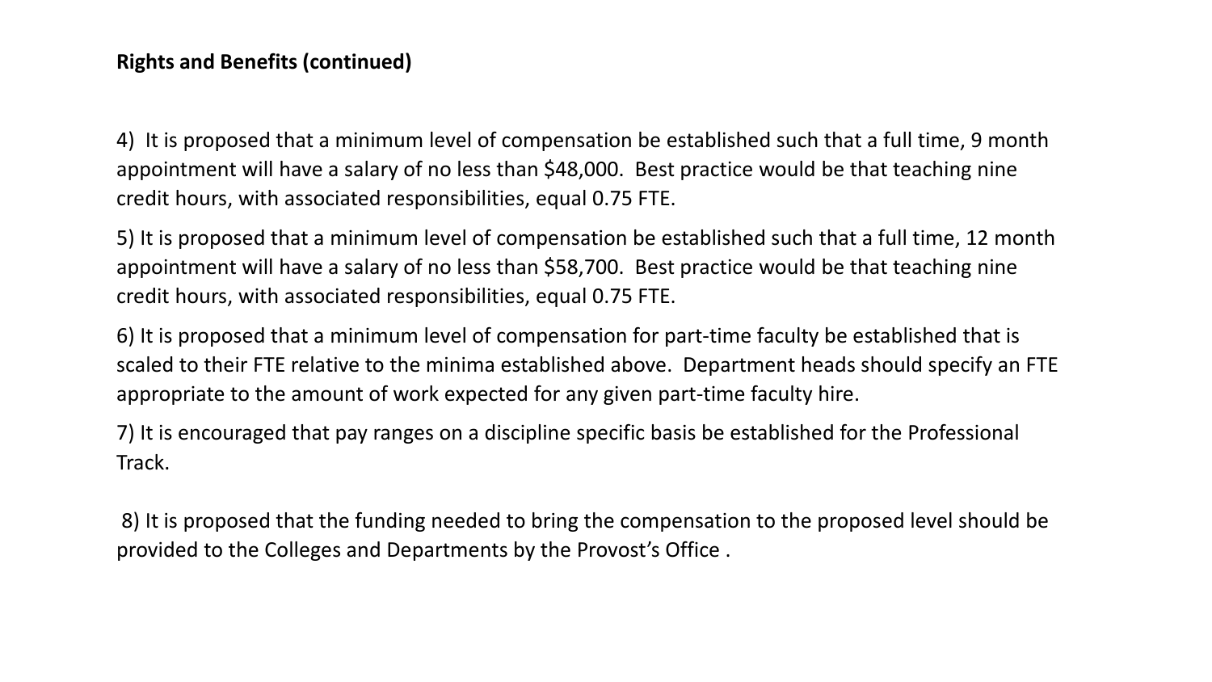**Rights and Benefits (continued)**

4) It is proposed that a minimum level of compensation be established such that a full time, 9 month appointment will have a salary of no less than $48,000. Best practice would be that teaching nine credit hours, with associated responsibilities, equal 0.75 FTE.

5) It is proposed that a minimum level of compensation be established such that a full time, 12 month appointment will have a salary of no less than $58,700. Best practice would be that teaching nine credit hours, with associated responsibilities, equal 0.75 FTE.

6) It is proposed that a minimum level of compensation for part-time faculty be established that is scaled to their FTE relative to the minima established above. Department heads should specify an FTE appropriate to the amount of work expected for any given part-time faculty hire.

7) It is encouraged that pay ranges on a discipline specific basis be established for the Professional Track.

8) It is proposed that the funding needed to bring the compensation to the proposed level should be provided to the Colleges and Departments by the Provost's Office .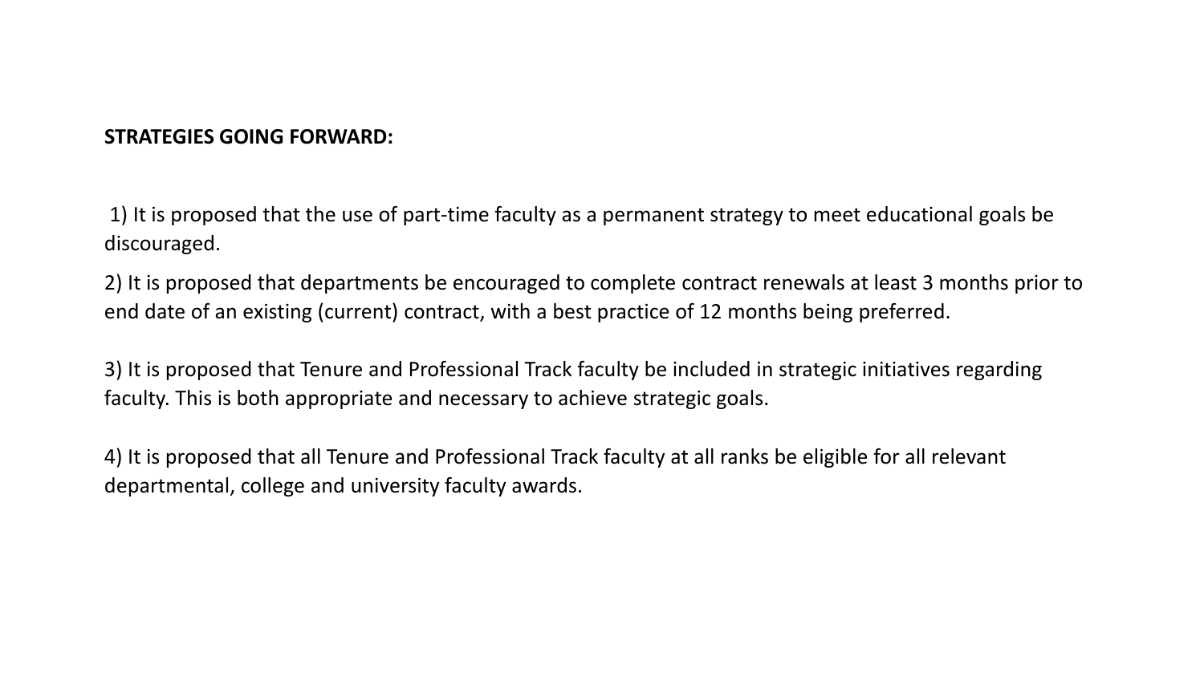**STRATEGIES GOING FORWARD:**

1) It is proposed that the use of part-time faculty as a permanent strategy to meet educational goals be discouraged.

2) It is proposed that departments be encouraged to complete contract renewals at least 3 months prior to end date of an existing (current) contract, with a best practice of 12 months being preferred.

3) It is proposed that Tenure and Professional Track faculty be included in strategic initiatives regarding faculty. This is both appropriate and necessary to achieve strategic goals.

4) It is proposed that all Tenure and Professional Track faculty at all ranks be eligible for all relevant departmental, college and university faculty awards.